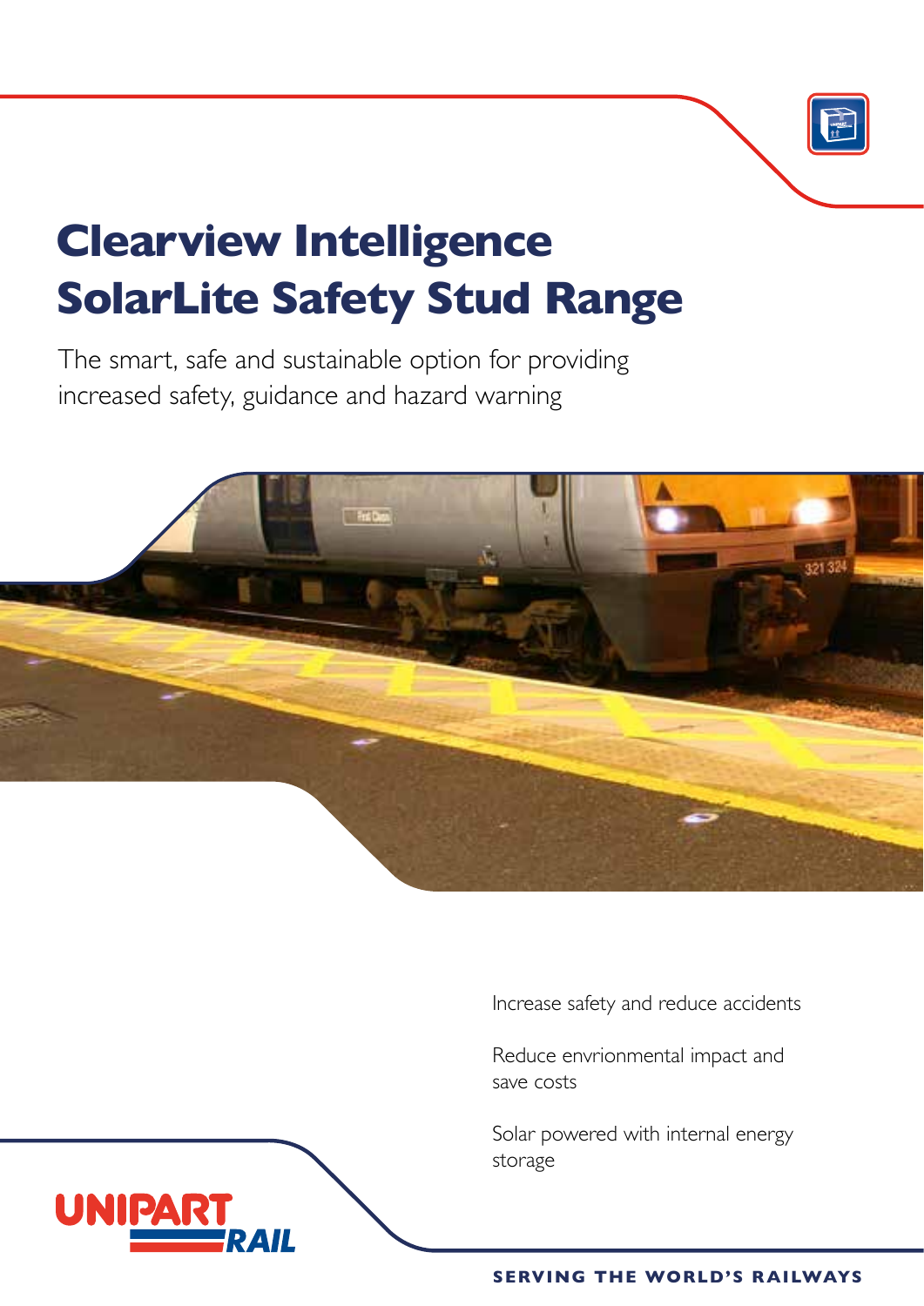# Clearview Intelligence SolarLite Safety Stud Range

The smart, safe and sustainable option for providing increased safety, guidance and hazard warning

Increase safety and reduce accidents

Reduce envrionmental impact and save costs

Solar powered with internal energy storage

UNIPART RAIL

SERVING THE WORLD'S RAILWAYS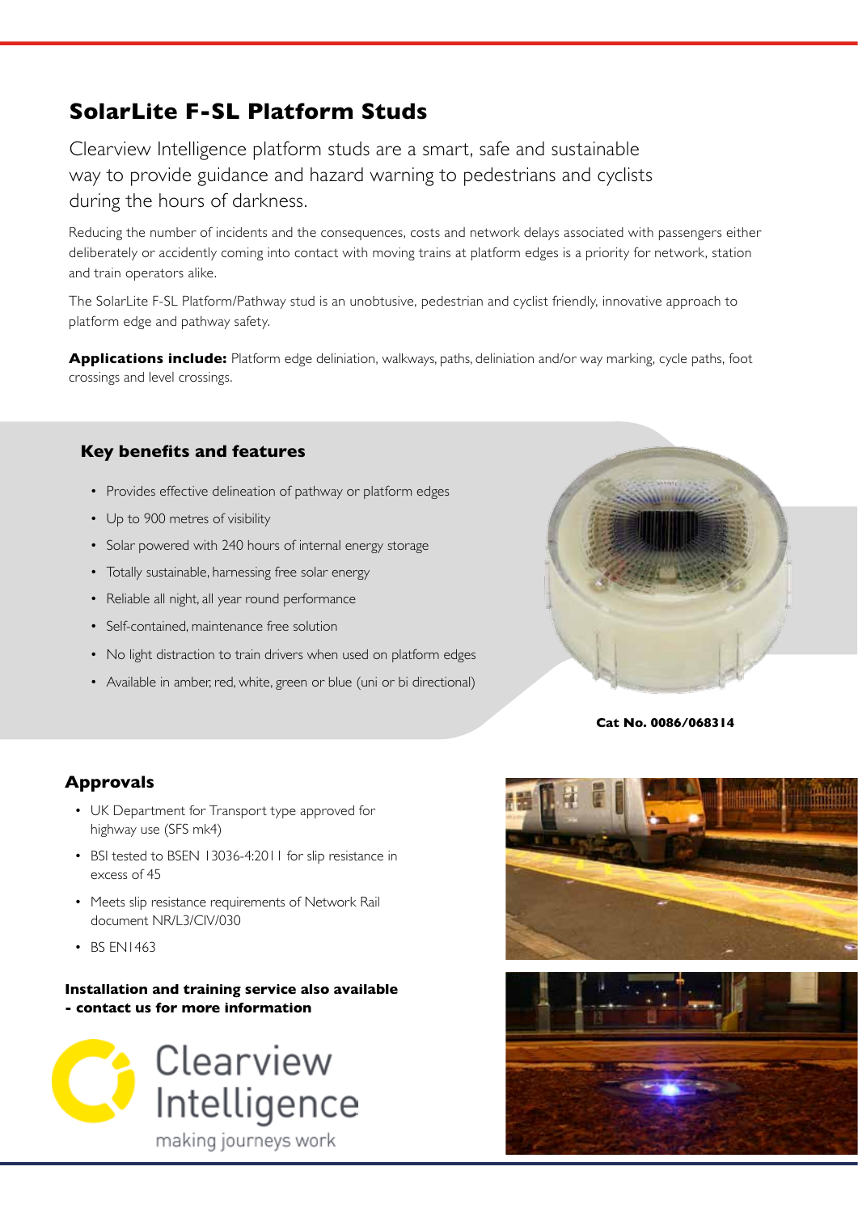# SolarLite F-SL Platform Studs

Clearview Intelligence platform studs are a smart, safe and sustainable way to provide guidance and hazard warning to pedestrians and cyclists during the hours of darkness.

Reducing the number of incidents and the consequences, costs and network delays associated with passengers either deliberately or accidently coming into contact with moving trains at platform edges is a priority for network, station and train operators alike.

The SolarLite F-SL Platform/Pathway stud is an unobtusive, pedestrian and cyclist friendly, innovative approach to platform edge and pathway safety.

**Applications include:** Platform edge deliniation, walkways, paths, deliniation and/or way marking, cycle paths, foot crossings and level crossings.

## Key benefits and features

- Provides effective delineation of pathway or platform edges
- Up to 900 metres of visibility
- Solar powered with 240 hours of internal energy storage
- Totally sustainable, harnessing free solar energy
- Reliable all night, all year round performance
- Self-contained, maintenance free solution
- No light distraction to train drivers when used on platform edges
- Available in amber, red, white, green or blue (uni or bi directional)

**Cat No. 0086/068314**

## Approvals

- UK Department for Transport type approved for highway use (SFS mk4)
- BSI tested to BSEN 13036-4:2011 for slip resistance in excess of 45
- Meets slip resistance requirements of Network Rail document NR/L3/CIV/030
- BS EN1463

**Installation and training service also available - contact us for more information**

Clearview Intelligence

making journeys work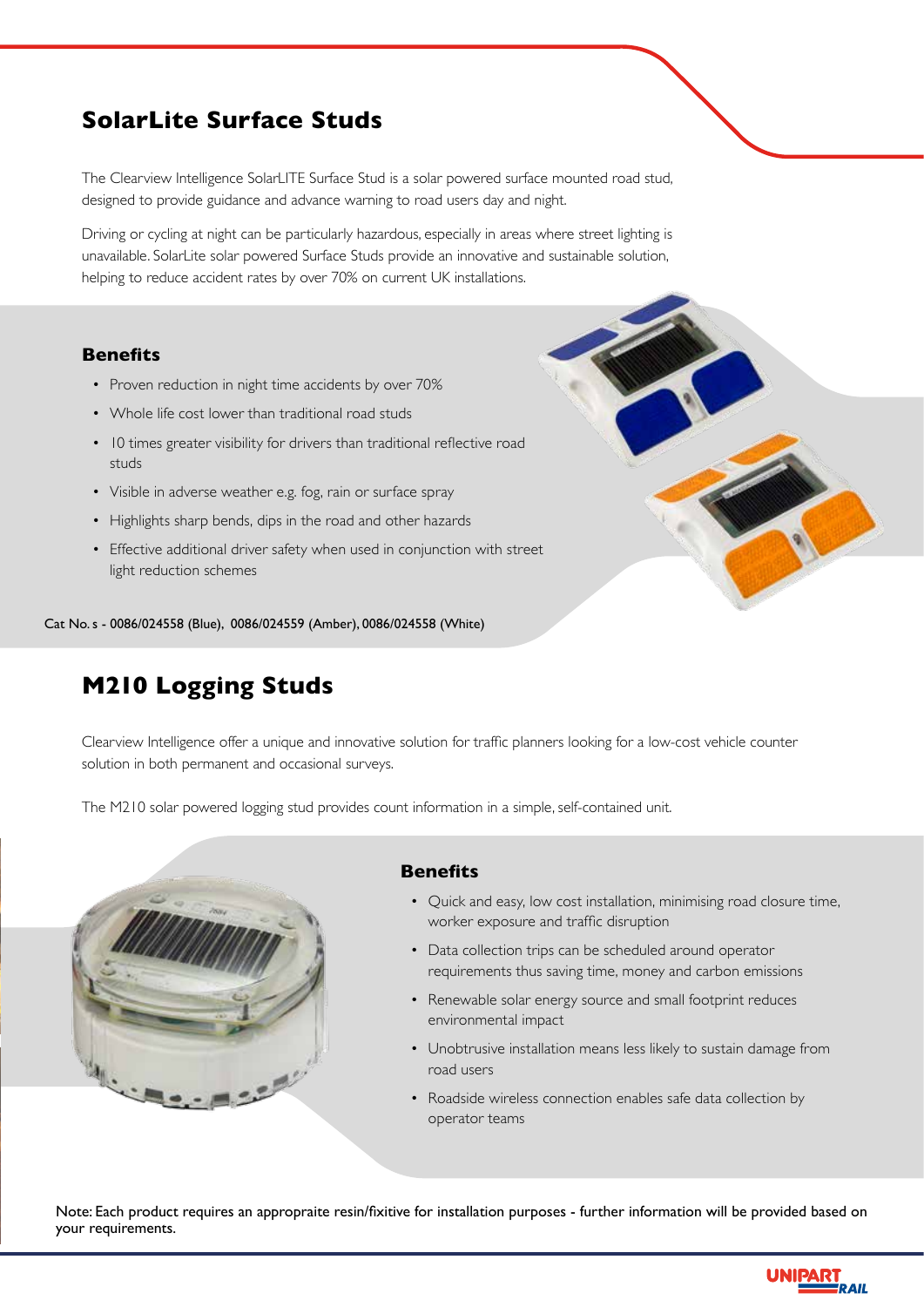## SolarLite Surface Studs

The Clearview Intelligence SolarLITE Surface Stud is a solar powered surface mounted road stud, designed to provide guidance and advance warning to road users day and night.

Driving or cycling at night can be particularly hazardous, especially in areas where street lighting is unavailable. SolarLite solar powered Surface Studs provide an innovative and sustainable solution, helping to reduce accident rates by over 70% on current UK installations.

### Benefits

- Proven reduction in night time accidents by over 70%
- Whole life cost lower than traditional road studs
- 10 times greater visibility for drivers than traditional reflective road studs
- Visible in adverse weather e.g. fog, rain or surface spray
- Highlights sharp bends, dips in the road and other hazards
- Effective additional driver safety when used in conjunction with street light reduction schemes

Cat No. s - 0086/024558 (Blue), 0086/024559 (Amber), 0086/024558 (White)

## M210 Logging Studs

Clearview Intelligence offer a unique and innovative solution for traffic planners looking for a low-cost vehicle counter solution in both permanent and occasional surveys.

The M210 solar powered logging stud provides count information in a simple, self-contained unit.

### Benefits

- Quick and easy, low cost installation, minimising road closure time, worker exposure and traffic disruption
- Data collection trips can be scheduled around operator requirements thus saving time, money and carbon emissions
- Renewable solar energy source and small footprint reduces environmental impact
- Unobtrusive installation means less likely to sustain damage from road users
- Roadside wireless connection enables safe data collection by operator teams

Note: Each product requires an appropraite resin/fixitive for installation purposes - further information will be provided based on your requirements.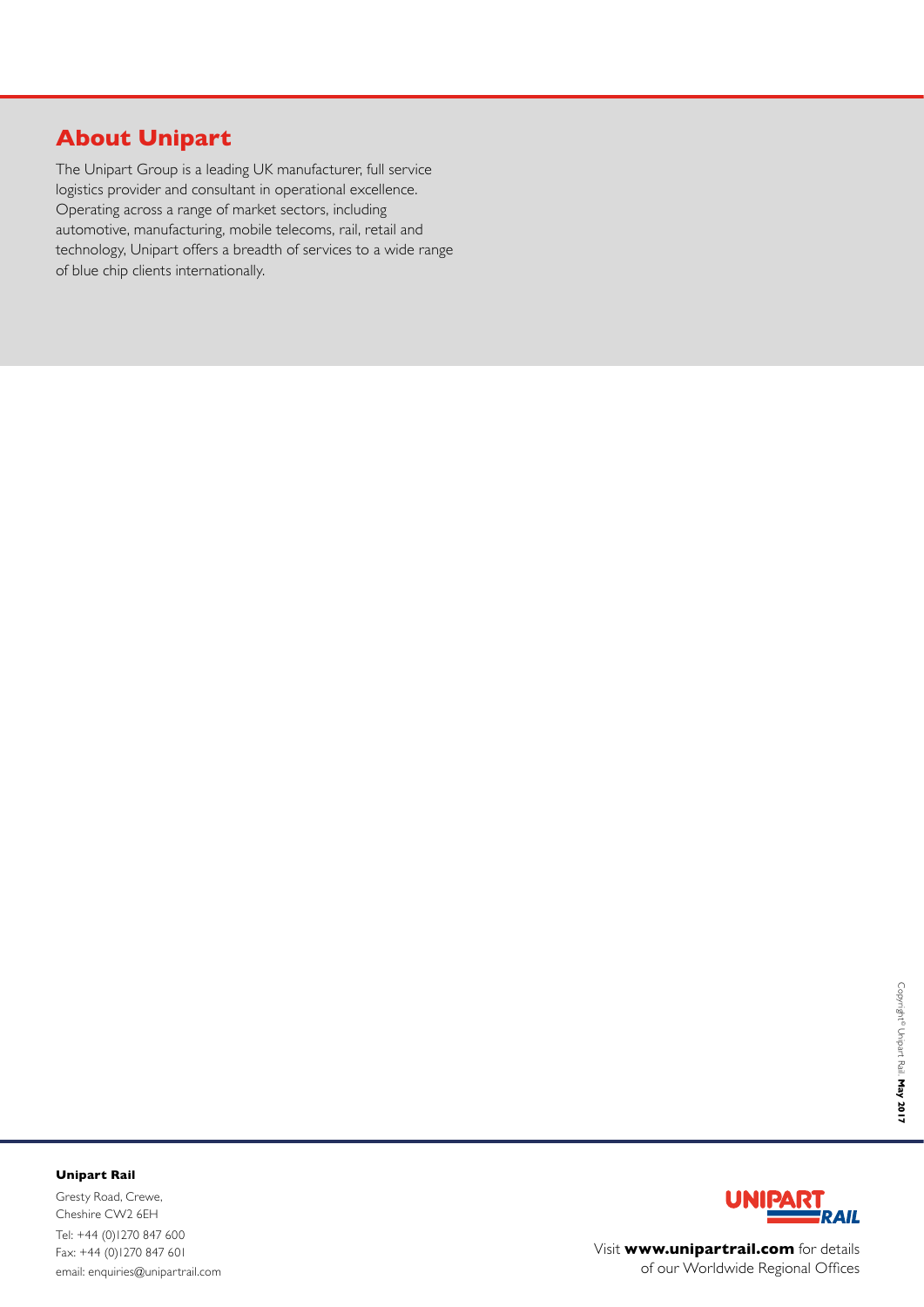## About Unipart

The Unipart Group is a leading UK manufacturer, full service logistics provider and consultant in operational excellence. Operating across a range of market sectors, including automotive, manufacturing, mobile telecoms, rail, retail and technology, Unipart offers a breadth of services to a wide range of blue chip clients internationally.

Copyright© Unipart Rail **May 2017**

**Unipart Rail**

Gresty Road, Crewe,
Cheshire CW2 6EH

Tel: +44 (0)1270 847 600
Fax: +44 (0)1270 847 601
email: enquiries@unipartrail.com

UNIPART RAIL

Visit **www.unipartrail.com** for details of our Worldwide Regional Offices